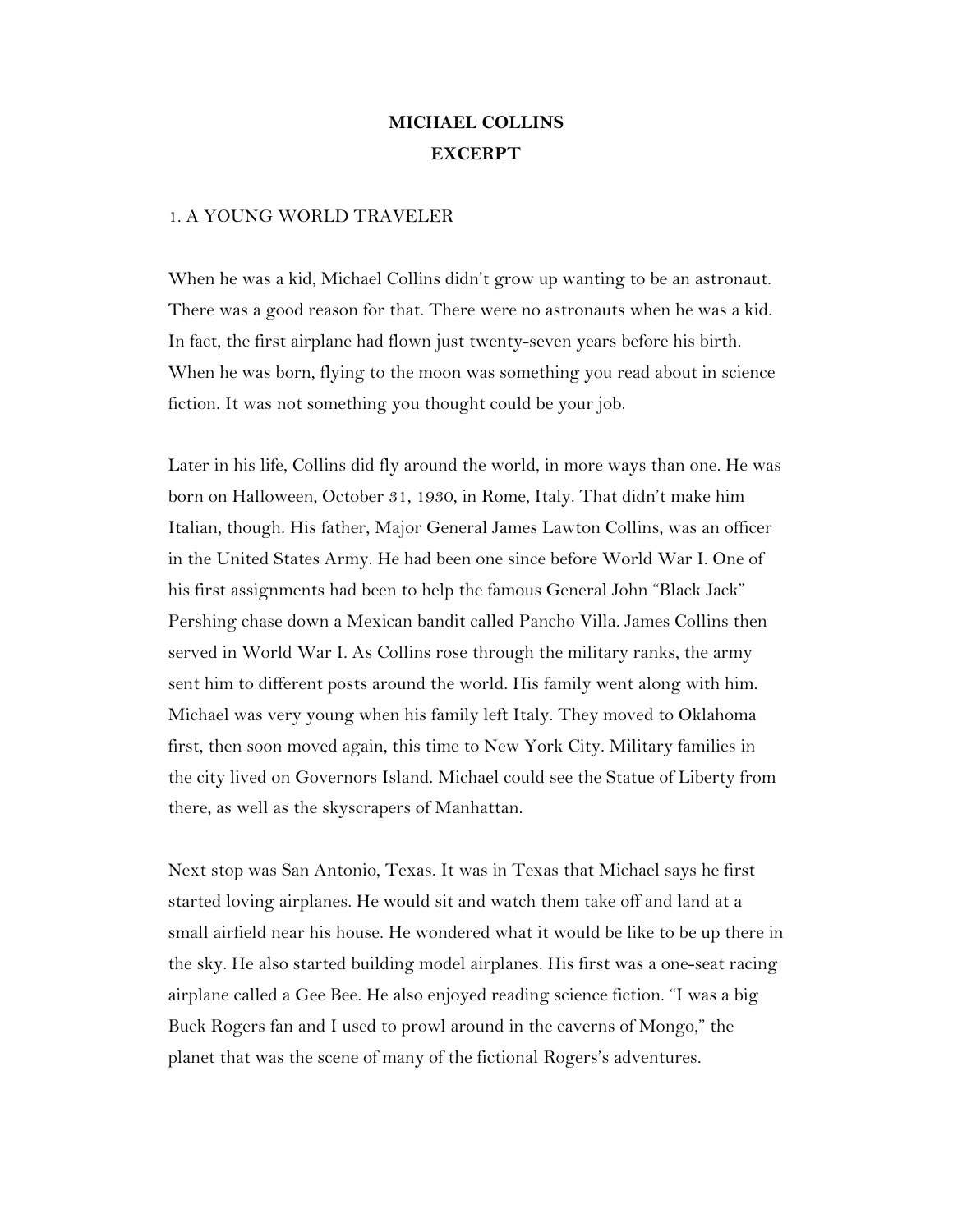# MICHAEL COLLINS
# EXCERPT

## 1. A YOUNG WORLD TRAVELER

When he was a kid, Michael Collins didn't grow up wanting to be an astronaut. There was a good reason for that. There were no astronauts when he was a kid. In fact, the first airplane had flown just twenty-seven years before his birth. When he was born, flying to the moon was something you read about in science fiction. It was not something you thought could be your job.

Later in his life, Collins did fly around the world, in more ways than one. He was born on Halloween, October 31, 1930, in Rome, Italy. That didn't make him Italian, though. His father, Major General James Lawton Collins, was an officer in the United States Army. He had been one since before World War I. One of his first assignments had been to help the famous General John "Black Jack" Pershing chase down a Mexican bandit called Pancho Villa. James Collins then served in World War I. As Collins rose through the military ranks, the army sent him to different posts around the world. His family went along with him. Michael was very young when his family left Italy. They moved to Oklahoma first, then soon moved again, this time to New York City. Military families in the city lived on Governors Island. Michael could see the Statue of Liberty from there, as well as the skyscrapers of Manhattan.

Next stop was San Antonio, Texas. It was in Texas that Michael says he first started loving airplanes. He would sit and watch them take off and land at a small airfield near his house. He wondered what it would be like to be up there in the sky. He also started building model airplanes. His first was a one-seat racing airplane called a Gee Bee. He also enjoyed reading science fiction. "I was a big Buck Rogers fan and I used to prowl around in the caverns of Mongo," the planet that was the scene of many of the fictional Rogers's adventures.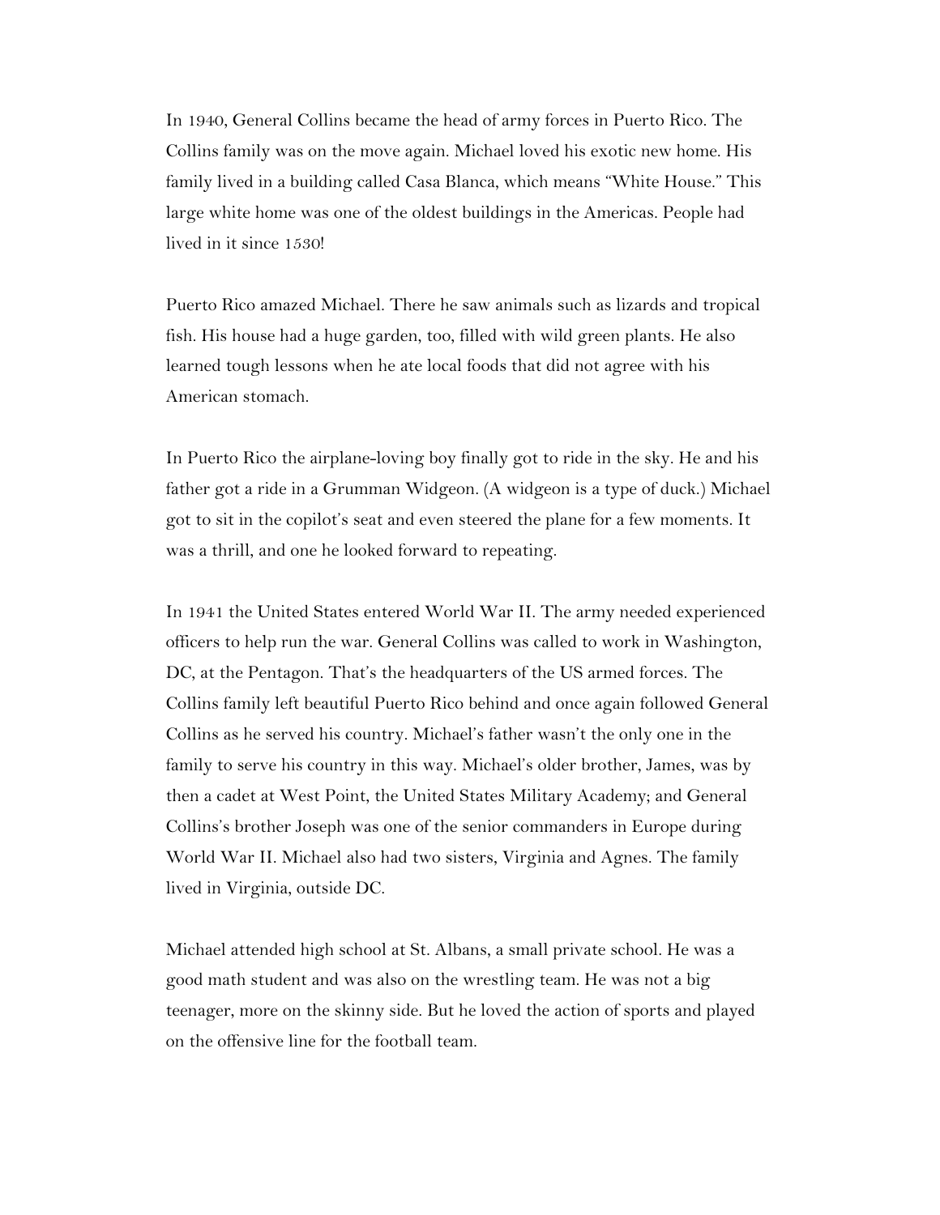In 1940, General Collins became the head of army forces in Puerto Rico. The Collins family was on the move again. Michael loved his exotic new home. His family lived in a building called Casa Blanca, which means "White House." This large white home was one of the oldest buildings in the Americas. People had lived in it since 1530!

Puerto Rico amazed Michael. There he saw animals such as lizards and tropical fish. His house had a huge garden, too, filled with wild green plants. He also learned tough lessons when he ate local foods that did not agree with his American stomach.

In Puerto Rico the airplane-loving boy finally got to ride in the sky. He and his father got a ride in a Grumman Widgeon. (A widgeon is a type of duck.) Michael got to sit in the copilot's seat and even steered the plane for a few moments. It was a thrill, and one he looked forward to repeating.

In 1941 the United States entered World War II. The army needed experienced officers to help run the war. General Collins was called to work in Washington, DC, at the Pentagon. That's the headquarters of the US armed forces. The Collins family left beautiful Puerto Rico behind and once again followed General Collins as he served his country. Michael's father wasn't the only one in the family to serve his country in this way. Michael's older brother, James, was by then a cadet at West Point, the United States Military Academy; and General Collins's brother Joseph was one of the senior commanders in Europe during World War II. Michael also had two sisters, Virginia and Agnes. The family lived in Virginia, outside DC.

Michael attended high school at St. Albans, a small private school. He was a good math student and was also on the wrestling team. He was not a big teenager, more on the skinny side. But he loved the action of sports and played on the offensive line for the football team.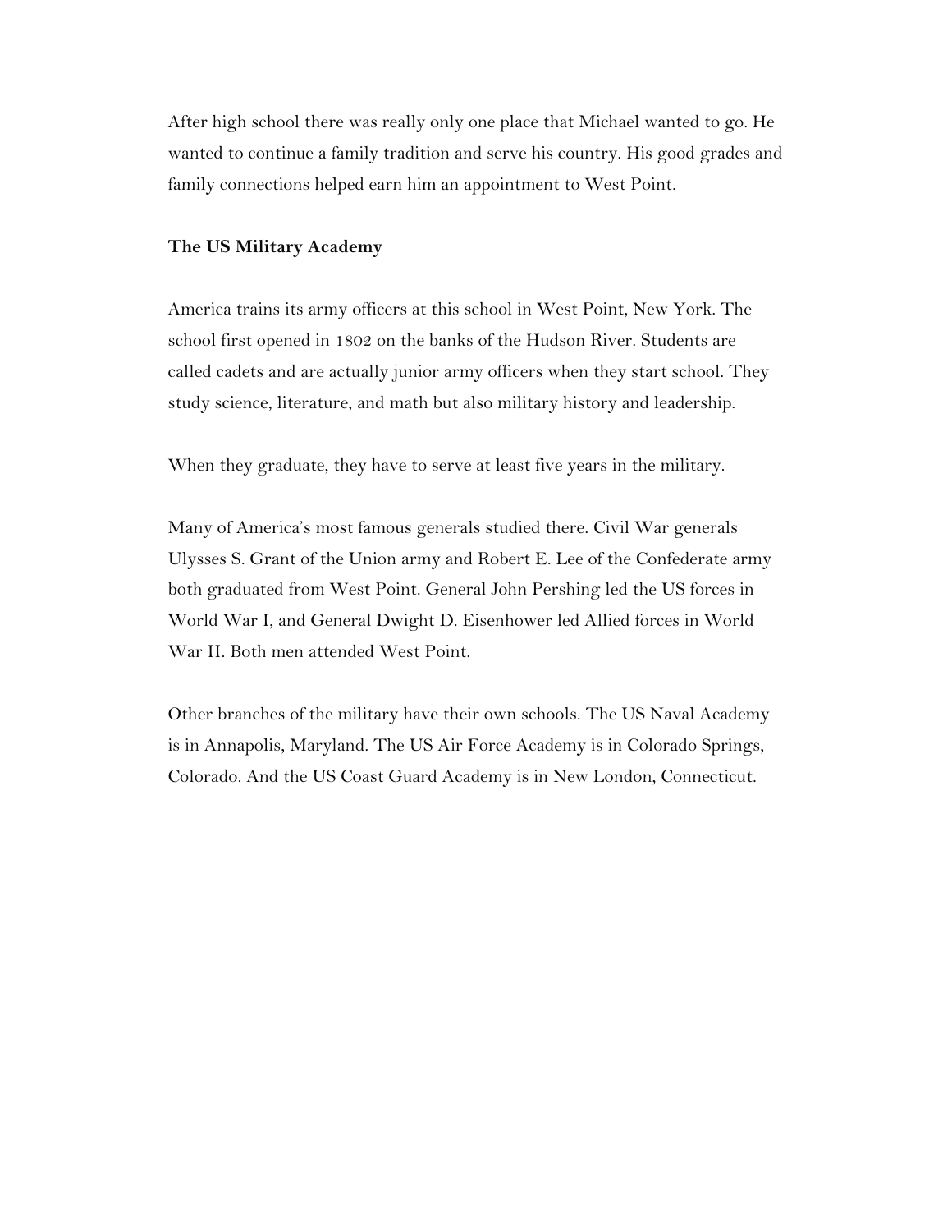After high school there was really only one place that Michael wanted to go. He wanted to continue a family tradition and serve his country. His good grades and family connections helped earn him an appointment to West Point.

**The US Military Academy**

America trains its army officers at this school in West Point, New York. The school first opened in 1802 on the banks of the Hudson River. Students are called cadets and are actually junior army officers when they start school. They study science, literature, and math but also military history and leadership.

When they graduate, they have to serve at least five years in the military.

Many of America's most famous generals studied there. Civil War generals Ulysses S. Grant of the Union army and Robert E. Lee of the Confederate army both graduated from West Point. General John Pershing led the US forces in World War I, and General Dwight D. Eisenhower led Allied forces in World War II. Both men attended West Point.

Other branches of the military have their own schools. The US Naval Academy is in Annapolis, Maryland. The US Air Force Academy is in Colorado Springs, Colorado. And the US Coast Guard Academy is in New London, Connecticut.